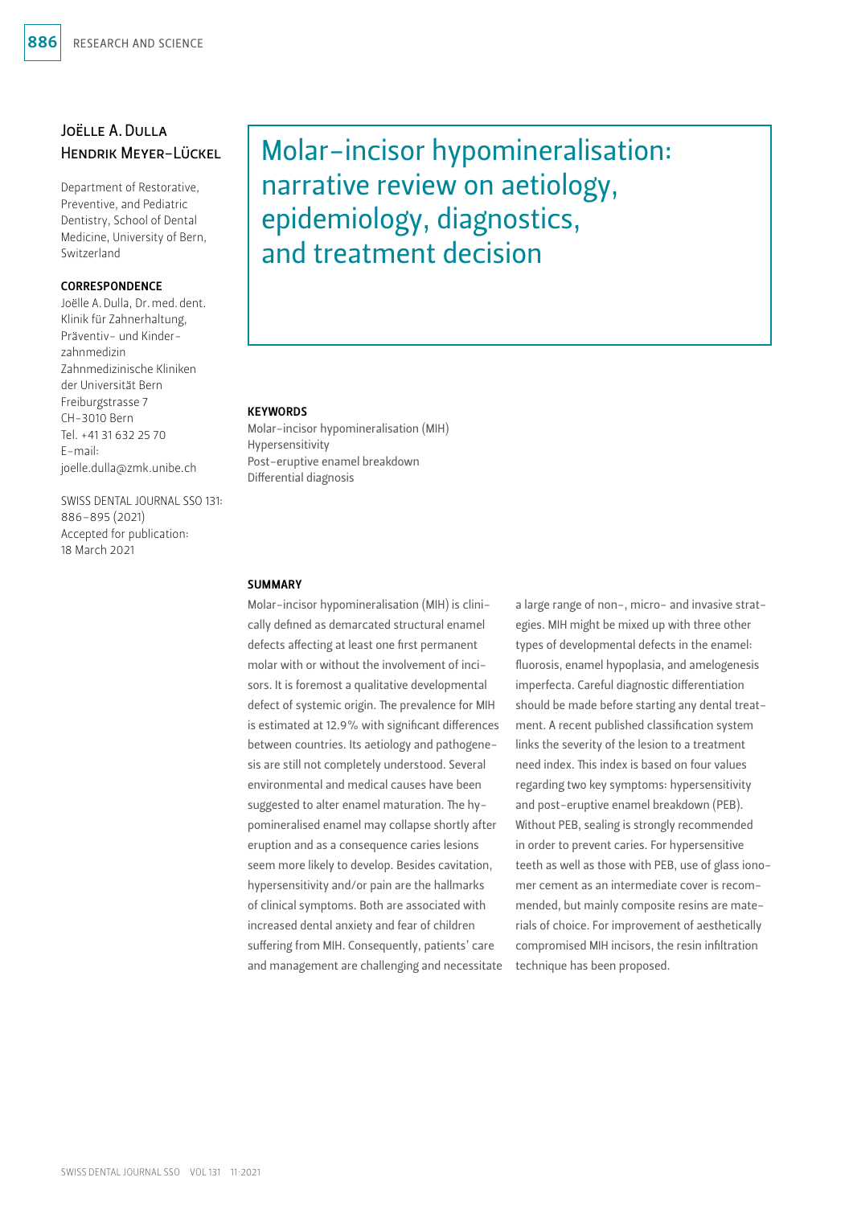Joëlle A. Dulla
Hendrik Meyer-Lückel

Department of Restorative, Preventive, and Pediatric Dentistry, School of Dental Medicine, University of Bern, Switzerland

**CORRESPONDENCE**
Joëlle A. Dulla, Dr. med. dent.
Klinik für Zahnerhaltung, Präventiv- und Kinderzahnmedizin
Zahnmedizinische Kliniken der Universität Bern
Freiburgstrasse 7
CH-3010 Bern
Tel. +41 31 632 25 70
E-mail: joelle.dulla@zmk.unibe.ch

SWISS DENTAL JOURNAL SSO 131: 886–895 (2021)
Accepted for publication: 18 March 2021

# Molar-incisor hypomineralisation: narrative review on aetiology, epidemiology, diagnostics, and treatment decision

**KEYWORDS**
Molar-incisor hypomineralisation (MIH)
Hypersensitivity
Post-eruptive enamel breakdown
Differential diagnosis

**SUMMARY**

Molar-incisor hypomineralisation (MIH) is clinically defined as demarcated structural enamel defects affecting at least one first permanent molar with or without the involvement of incisors. It is foremost a qualitative developmental defect of systemic origin. The prevalence for MIH is estimated at 12.9% with significant differences between countries. Its aetiology and pathogenesis are still not completely understood. Several environmental and medical causes have been suggested to alter enamel maturation. The hypomineralised enamel may collapse shortly after eruption and as a consequence caries lesions seem more likely to develop. Besides cavitation, hypersensitivity and/or pain are the hallmarks of clinical symptoms. Both are associated with increased dental anxiety and fear of children suffering from MIH. Consequently, patients' care and management are challenging and necessitate a large range of non-, micro- and invasive strategies. MIH might be mixed up with three other types of developmental defects in the enamel: fluorosis, enamel hypoplasia, and amelogenesis imperfecta. Careful diagnostic differentiation should be made before starting any dental treatment. A recent published classification system links the severity of the lesion to a treatment need index. This index is based on four values regarding two key symptoms: hypersensitivity and post-eruptive enamel breakdown (PEB). Without PEB, sealing is strongly recommended in order to prevent caries. For hypersensitive teeth as well as those with PEB, use of glass ionomer cement as an intermediate cover is recommended, but mainly composite resins are materials of choice. For improvement of aesthetically compromised MIH incisors, the resin infiltration technique has been proposed.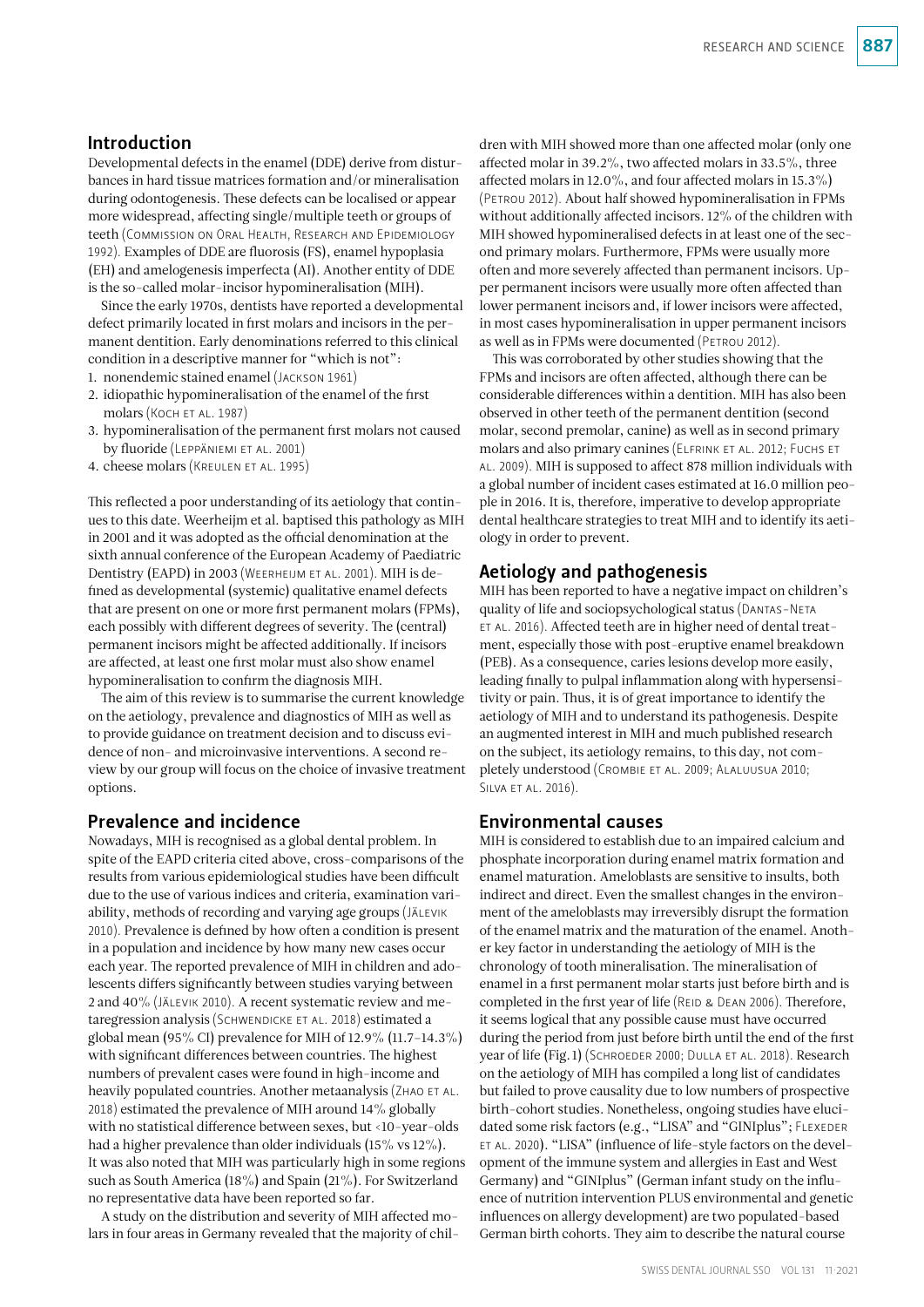## Introduction

Developmental defects in the enamel (DDE) derive from disturbances in hard tissue matrices formation and/or mineralisation during odontogenesis. These defects can be localised or appear more widespread, affecting single/multiple teeth or groups of teeth (Commission on Oral Health, Research and Epidemiology 1992). Examples of DDE are fluorosis (FS), enamel hypoplasia (EH) and amelogenesis imperfecta (AI). Another entity of DDE is the so-called molar-incisor hypomineralisation (MIH).

Since the early 1970s, dentists have reported a developmental defect primarily located in first molars and incisors in the permanent dentition. Early denominations referred to this clinical condition in a descriptive manner for "which is not":

1. nonendemic stained enamel (Jackson 1961)
2. idiopathic hypomineralisation of the enamel of the first molars (Koch et al. 1987)
3. hypomineralisation of the permanent first molars not caused by fluoride (Leppäniemi et al. 2001)
4. cheese molars (Kreulen et al. 1995)

This reflected a poor understanding of its aetiology that continues to this date. Weerheijm et al. baptised this pathology as MIH in 2001 and it was adopted as the official denomination at the sixth annual conference of the European Academy of Paediatric Dentistry (EAPD) in 2003 (Weerheijm et al. 2001). MIH is defined as developmental (systemic) qualitative enamel defects that are present on one or more first permanent molars (FPMs), each possibly with different degrees of severity. The (central) permanent incisors might be affected additionally. If incisors are affected, at least one first molar must also show enamel hypomineralisation to confirm the diagnosis MIH.

The aim of this review is to summarise the current knowledge on the aetiology, prevalence and diagnostics of MIH as well as to provide guidance on treatment decision and to discuss evidence of non- and microinvasive interventions. A second review by our group will focus on the choice of invasive treatment options.

## Prevalence and incidence

Nowadays, MIH is recognised as a global dental problem. In spite of the EAPD criteria cited above, cross-comparisons of the results from various epidemiological studies have been difficult due to the use of various indices and criteria, examination variability, methods of recording and varying age groups (Jälevik 2010). Prevalence is defined by how often a condition is present in a population and incidence by how many new cases occur each year. The reported prevalence of MIH in children and adolescents differs significantly between studies varying between 2 and 40% (Jälevik 2010). A recent systematic review and metaregression analysis (Schwendicke et al. 2018) estimated a global mean (95% CI) prevalence for MIH of 12.9% (11.7–14.3%) with significant differences between countries. The highest numbers of prevalent cases were found in high-income and heavily populated countries. Another metaanalysis (Zhao et al. 2018) estimated the prevalence of MIH around 14% globally with no statistical difference between sexes, but <10-year-olds had a higher prevalence than older individuals (15% vs 12%). It was also noted that MIH was particularly high in some regions such as South America (18%) and Spain (21%). For Switzerland no representative data have been reported so far.

A study on the distribution and severity of MIH affected molars in four areas in Germany revealed that the majority of children with MIH showed more than one affected molar (only one affected molar in 39.2%, two affected molars in 33.5%, three affected molars in 12.0%, and four affected molars in 15.3%) (Petrou 2012). About half showed hypomineralisation in FPMs without additionally affected incisors. 12% of the children with MIH showed hypomineralised defects in at least one of the second primary molars. Furthermore, FPMs were usually more often and more severely affected than permanent incisors. Upper permanent incisors were usually more often affected than lower permanent incisors and, if lower incisors were affected, in most cases hypomineralisation in upper permanent incisors as well as in FPMs were documented (Petrou 2012).

This was corroborated by other studies showing that the FPMs and incisors are often affected, although there can be considerable differences within a dentition. MIH has also been observed in other teeth of the permanent dentition (second molar, second premolar, canine) as well as in second primary molars and also primary canines (Elfrink et al. 2012; Fuchs et al. 2009). MIH is supposed to affect 878 million individuals with a global number of incident cases estimated at 16.0 million people in 2016. It is, therefore, imperative to develop appropriate dental healthcare strategies to treat MIH and to identify its aetiology in order to prevent.

## Aetiology and pathogenesis

MIH has been reported to have a negative impact on children's quality of life and sociopsychological status (Dantas-Neta et al. 2016). Affected teeth are in higher need of dental treatment, especially those with post-eruptive enamel breakdown (PEB). As a consequence, caries lesions develop more easily, leading finally to pulpal inflammation along with hypersensitivity or pain. Thus, it is of great importance to identify the aetiology of MIH and to understand its pathogenesis. Despite an augmented interest in MIH and much published research on the subject, its aetiology remains, to this day, not completely understood (Crombie et al. 2009; Alaluusua 2010; Silva et al. 2016).

## Environmental causes

MIH is considered to establish due to an impaired calcium and phosphate incorporation during enamel matrix formation and enamel maturation. Ameloblasts are sensitive to insults, both indirect and direct. Even the smallest changes in the environment of the ameloblasts may irreversibly disrupt the formation of the enamel matrix and the maturation of the enamel. Another key factor in understanding the aetiology of MIH is the chronology of tooth mineralisation. The mineralisation of enamel in a first permanent molar starts just before birth and is completed in the first year of life (Reid & Dean 2006). Therefore, it seems logical that any possible cause must have occurred during the period from just before birth until the end of the first year of life (Fig. 1) (Schroeder 2000; Dulla et al. 2018). Research on the aetiology of MIH has compiled a long list of candidates but failed to prove causality due to low numbers of prospective birth-cohort studies. Nonetheless, ongoing studies have elucidated some risk factors (e.g., "LISA" and "GINIplus"; Flexeder et al. 2020). "LISA" (influence of life-style factors on the development of the immune system and allergies in East and West Germany) and "GINIplus" (German infant study on the influence of nutrition intervention PLUS environmental and genetic influences on allergy development) are two populated-based German birth cohorts. They aim to describe the natural course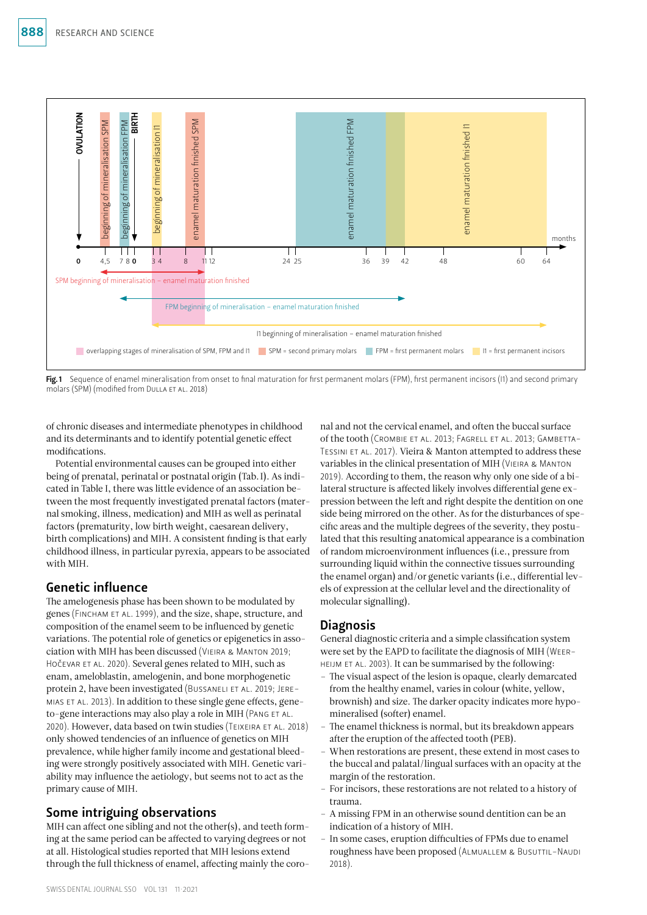Fig. 1 Sequence of enamel mineralisation from onset to final maturation for first permanent molars (FPM), first permanent incisors (I1) and second primary molars (SPM) (modified from Dulla et al. 2018)

of chronic diseases and intermediate phenotypes in childhood and its determinants and to identify potential genetic effect modifications.

Potential environmental causes can be grouped into either being of prenatal, perinatal or postnatal origin (Tab. I). As indicated in Table I, there was little evidence of an association between the most frequently investigated prenatal factors (maternal smoking, illness, medication) and MIH as well as perinatal factors (prematurity, low birth weight, caesarean delivery, birth complications) and MIH. A consistent finding is that early childhood illness, in particular pyrexia, appears to be associated with MIH.

## Genetic influence

The amelogenesis phase has been shown to be modulated by genes (Fincham et al. 1999), and the size, shape, structure, and composition of the enamel seem to be influenced by genetic variations. The potential role of genetics or epigenetics in association with MIH has been discussed (Vieira & Manton 2019; Hočevar et al. 2020). Several genes related to MIH, such as enam, ameloblastin, amelogenin, and bone morphogenetic protein 2, have been investigated (Bussaneli et al. 2019; Jeremias et al. 2013). In addition to these single gene effects, gene-to-gene interactions may also play a role in MIH (Pang et al. 2020). However, data based on twin studies (Teixeira et al. 2018) only showed tendencies of an influence of genetics on MIH prevalence, while higher family income and gestational bleeding were strongly positively associated with MIH. Genetic variability may influence the aetiology, but seems not to act as the primary cause of MIH.

## Some intriguing observations

MIH can affect one sibling and not the other(s), and teeth forming at the same period can be affected to varying degrees or not at all. Histological studies reported that MIH lesions extend through the full thickness of enamel, affecting mainly the coronal and not the cervical enamel, and often the buccal surface of the tooth (Crombie et al. 2013; Fagrell et al. 2013; Gambetta-Tessini et al. 2017). Vieira & Manton attempted to address these variables in the clinical presentation of MIH (Vieira & Manton 2019). According to them, the reason why only one side of a bilateral structure is affected likely involves differential gene expression between the left and right despite the dentition on one side being mirrored on the other. As for the disturbances of specific areas and the multiple degrees of the severity, they postulated that this resulting anatomical appearance is a combination of random microenvironment influences (i.e., pressure from surrounding liquid within the connective tissues surrounding the enamel organ) and/or genetic variants (i.e., differential levels of expression at the cellular level and the directionality of molecular signalling).

## Diagnosis

General diagnostic criteria and a simple classification system were set by the EAPD to facilitate the diagnosis of MIH (Weerheijm et al. 2003). It can be summarised by the following:

- The visual aspect of the lesion is opaque, clearly demarcated from the healthy enamel, varies in colour (white, yellow, brownish) and size. The darker opacity indicates more hypomineralised (softer) enamel.
- The enamel thickness is normal, but its breakdown appears after the eruption of the affected tooth (PEB).
- When restorations are present, these extend in most cases to the buccal and palatal/lingual surfaces with an opacity at the margin of the restoration.
- For incisors, these restorations are not related to a history of trauma.
- A missing FPM in an otherwise sound dentition can be an indication of a history of MIH.
- In some cases, eruption difficulties of FPMs due to enamel roughness have been proposed (Almuallem & Busuttil-Naudi 2018).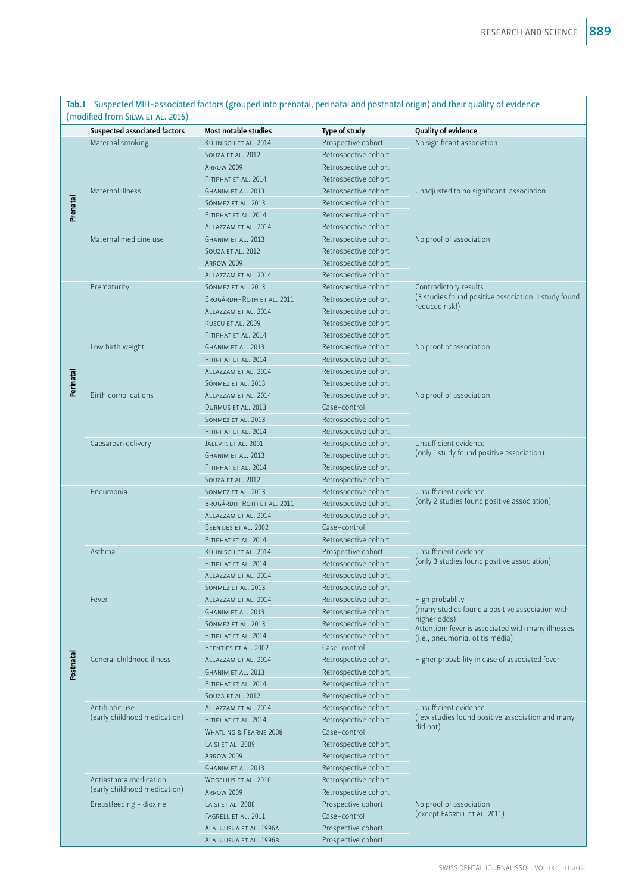**Tab. I** Suspected MIH-associated factors (grouped into prenatal, perinatal and postnatal origin) and their quality of evidence (modified from Silva et al. 2016)

| | Suspected associated factors | Most notable studies | Type of study | Quality of evidence |
|---|---|---|---|---|
| Prenatal | Maternal smoking | Kühnisch et al. 2014 | Prospective cohort | No significant association |
| | | Souza et al. 2012 | Retrospective cohort | |
| | | Arrow 2009 | Retrospective cohort | |
| | | Pitiphat et al. 2014 | Retrospective cohort | |
| | Maternal illness | Ghanim et al. 2013 | Retrospective cohort | Unadjusted to no significant association |
| | | Sönmez et al. 2013 | Retrospective cohort | |
| | | Pitiphat et al. 2014 | Retrospective cohort | |
| | | Allazzam et al. 2014 | Retrospective cohort | |
| | Maternal medicine use | Ghanim et al. 2013 | Retrospective cohort | No proof of association |
| | | Souza et al. 2012 | Retrospective cohort | |
| | | Arrow 2009 | Retrospective cohort | |
| | | Allazzam et al. 2014 | Retrospective cohort | |
| Perinatal | Prematurity | Sönmez et al. 2013 | Retrospective cohort | Contradictory results (3 studies found positive association, 1 study found reduced risk!) |
| | | Brogårdh-Roth et al. 2011 | Retrospective cohort | |
| | | Allazzam et al. 2014 | Retrospective cohort | |
| | | Kuscu et al. 2009 | Retrospective cohort | |
| | | Pitiphat et al. 2014 | Retrospective cohort | |
| | Low birth weight | Ghanim et al. 2013 | Retrospective cohort | No proof of association |
| | | Pitiphat et al. 2014 | Retrospective cohort | |
| | | Allazzam et al. 2014 | Retrospective cohort | |
| | | Sönmez et al. 2013 | Retrospective cohort | |
| | Birth complications | Allazzam et al. 2014 | Retrospective cohort | No proof of association |
| | | Durmus et al. 2013 | Case-control | |
| | | Sönmez et al. 2013 | Retrospective cohort | |
| | | Pitiphat et al. 2014 | Retrospective cohort | |
| | Caesarean delivery | Jälevik et al. 2001 | Retrospective cohort | Unsufficient evidence (only 1 study found positive association) |
| | | Ghanim et al. 2013 | Retrospective cohort | |
| | | Pitiphat et al. 2014 | Retrospective cohort | |
| | | Souza et al. 2012 | Retrospective cohort | |
| Postnatal | Pneumonia | Sönmez et al. 2013 | Retrospective cohort | Unsufficient evidence (only 2 studies found positive association) |
| | | Brogårdh-Roth et al. 2011 | Retrospective cohort | |
| | | Allazzam et al. 2014 | Retrospective cohort | |
| | | Beentjes et al. 2002 | Case-control | |
| | | Pitiphat et al. 2014 | Retrospective cohort | |
| | Asthma | Kühnisch et al. 2014 | Prospective cohort | Unsufficient evidence (only 3 studies found positive association) |
| | | Pitiphat et al. 2014 | Retrospective cohort | |
| | | Allazzam et al. 2014 | Retrospective cohort | |
| | | Sönmez et al. 2013 | Retrospective cohort | |
| | Fever | Allazzam et al. 2014 | Retrospective cohort | High probablity (many studies found a positive association with higher odds) Attention: fever is associated with many illnesses (i.e., pneumonia, otitis media) |
| | | Ghanim et al. 2013 | Retrospective cohort | |
| | | Sönmez et al. 2013 | Retrospective cohort | |
| | | Pitiphat et al. 2014 | Retrospective cohort | |
| | | Beentjes et al. 2002 | Case-control | |
| | General childhood illness | Allazzam et al. 2014 | Retrospective cohort | Higher probability in case of associated fever |
| | | Ghanim et al. 2013 | Retrospective cohort | |
| | | Pitiphat et al. 2014 | Retrospective cohort | |
| | | Souza et al. 2012 | Retrospective cohort | |
| | Antibiotic use (early childhood medication) | Allazzam et al. 2014 | Retrospective cohort | Unsufficient evidence (few studies found positive association and many did not) |
| | | Pitiphat et al. 2014 | Retrospective cohort | |
| | | Whatling & Fearne 2008 | Case-control | |
| | | Laisi et al. 2009 | Retrospective cohort | |
| | | Arrow 2009 | Retrospective cohort | |
| | | Ghanim et al. 2013 | Retrospective cohort | |
| | Antiasthma medication (early childhood medication) | Wogelius et al. 2010 | Retrospective cohort | |
| | | Arrow 2009 | Retrospective cohort | |
| | Breastfeeding – dioxine | Laisi et al. 2008 | Prospective cohort | No proof of association (except Fagrell et al. 2011) |
| | | Fagrell et al. 2011 | Case-control | |
| | | Alaluusua et al. 1996a | Prospective cohort | |
| | | Alaluusua et al. 1996b | Prospective cohort | |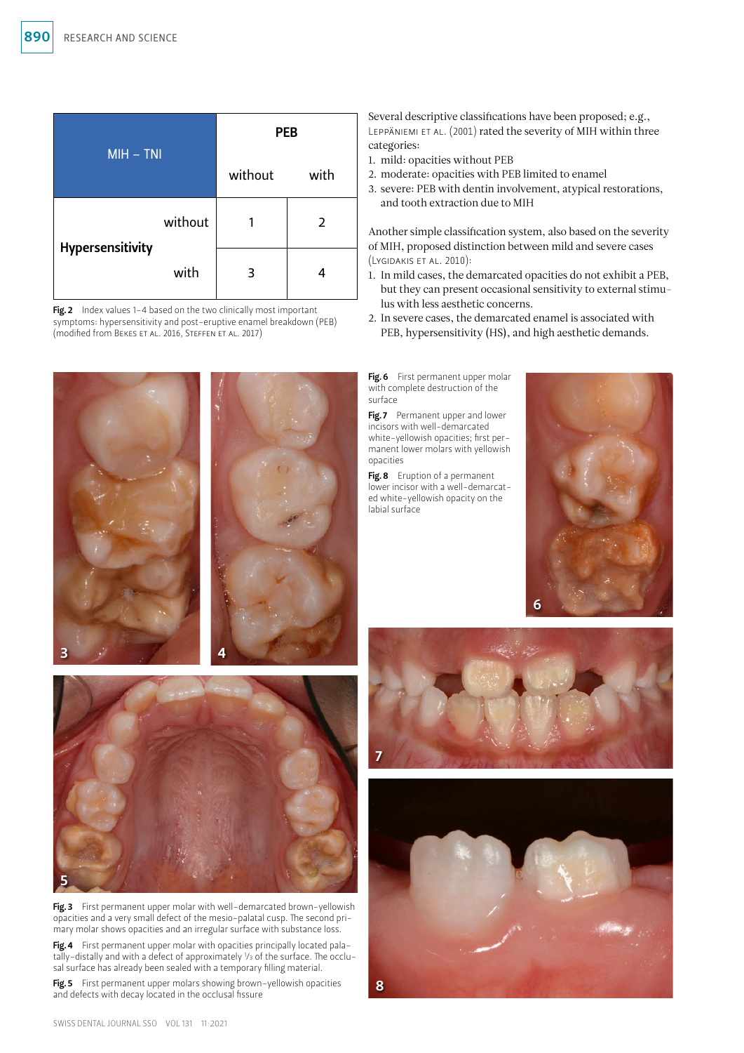| MIH – TNI | | PEB without | PEB with |
|---|---|---|---|
| Hypersensitivity | without | 1 | 2 |
| | with | 3 | 4 |

**Fig. 2** Index values 1–4 based on the two clinically most important symptoms: hypersensitivity and post-eruptive enamel breakdown (PEB) (modified from Bekes et al. 2016, Steffen et al. 2017)

Several descriptive classifications have been proposed; e.g., Leppäniemi et al. (2001) rated the severity of MIH within three categories:

1. mild: opacities without PEB
2. moderate: opacities with PEB limited to enamel
3. severe: PEB with dentin involvement, atypical restorations, and tooth extraction due to MIH

Another simple classification system, also based on the severity of MIH, proposed distinction between mild and severe cases (Lygidakis et al. 2010):

1. In mild cases, the demarcated opacities do not exhibit a PEB, but they can present occasional sensitivity to external stimulus with less aesthetic concerns.
2. In severe cases, the demarcated enamel is associated with PEB, hypersensitivity (HS), and high aesthetic demands.

**Fig. 3** First permanent upper molar with well-demarcated brown-yellowish opacities and a very small defect of the mesio-palatal cusp. The second primary molar shows opacities and an irregular surface with substance loss.

**Fig. 4** First permanent upper molar with opacities principally located palatally-distally and with a defect of approximately ⅓ of the surface. The occlusal surface has already been sealed with a temporary filling material.

**Fig. 5** First permanent upper molars showing brown-yellowish opacities and defects with decay located in the occlusal fissure

**Fig. 6** First permanent upper molar with complete destruction of the surface

**Fig. 7** Permanent upper and lower incisors with well-demarcated white-yellowish opacities; first permanent lower molars with yellowish opacities

**Fig. 8** Eruption of a permanent lower incisor with a well-demarcated white-yellowish opacity on the labial surface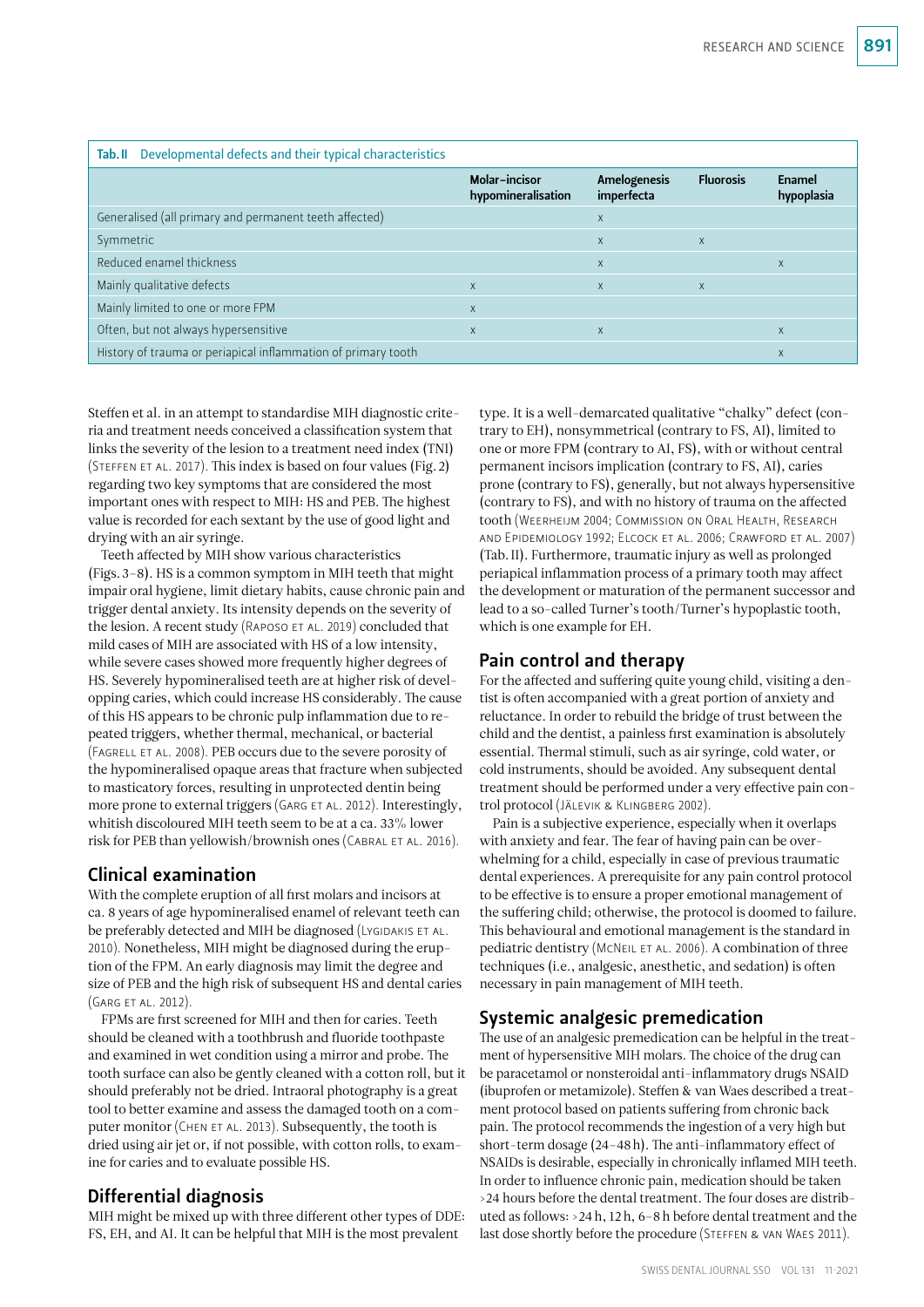**Tab. II** Developmental defects and their typical characteristics

| | Molar–incisor hypomineralisation | Amelogenesis imperfecta | Fluorosis | Enamel hypoplasia |
|---|---|---|---|---|
| Generalised (all primary and permanent teeth affected) | | x | | |
| Symmetric | | x | x | |
| Reduced enamel thickness | | x | | x |
| Mainly qualitative defects | x | x | x | |
| Mainly limited to one or more FPM | x | | | |
| Often, but not always hypersensitive | x | x | | x |
| History of trauma or periapical inflammation of primary tooth | | | | x |

Steffen et al. in an attempt to standardise MIH diagnostic criteria and treatment needs conceived a classification system that links the severity of the lesion to a treatment need index (TNI) (Steffen et al. 2017). This index is based on four values (Fig. 2) regarding two key symptoms that are considered the most important ones with respect to MIH: HS and PEB. The highest value is recorded for each sextant by the use of good light and drying with an air syringe.

Teeth affected by MIH show various characteristics (Figs. 3–8). HS is a common symptom in MIH teeth that might impair oral hygiene, limit dietary habits, cause chronic pain and trigger dental anxiety. Its intensity depends on the severity of the lesion. A recent study (Raposo et al. 2019) concluded that mild cases of MIH are associated with HS of a low intensity, while severe cases showed more frequently higher degrees of HS. Severely hypomineralised teeth are at higher risk of developping caries, which could increase HS considerably. The cause of this HS appears to be chronic pulp inflammation due to repeated triggers, whether thermal, mechanical, or bacterial (Fagrell et al. 2008). PEB occurs due to the severe porosity of the hypomineralised opaque areas that fracture when subjected to masticatory forces, resulting in unprotected dentin being more prone to external triggers (Garg et al. 2012). Interestingly, whitish discoloured MIH teeth seem to be at a ca. 33% lower risk for PEB than yellowish/brownish ones (Cabral et al. 2016).

## Clinical examination

With the complete eruption of all first molars and incisors at ca. 8 years of age hypomineralised enamel of relevant teeth can be preferably detected and MIH be diagnosed (Lygidakis et al. 2010). Nonetheless, MIH might be diagnosed during the eruption of the FPM. An early diagnosis may limit the degree and size of PEB and the high risk of subsequent HS and dental caries (Garg et al. 2012).

FPMs are first screened for MIH and then for caries. Teeth should be cleaned with a toothbrush and fluoride toothpaste and examined in wet condition using a mirror and probe. The tooth surface can also be gently cleaned with a cotton roll, but it should preferably not be dried. Intraoral photography is a great tool to better examine and assess the damaged tooth on a computer monitor (Chen et al. 2013). Subsequently, the tooth is dried using air jet or, if not possible, with cotton rolls, to examine for caries and to evaluate possible HS.

## Differential diagnosis

MIH might be mixed up with three different other types of DDE: FS, EH, and AI. It can be helpful that MIH is the most prevalent type. It is a well-demarcated qualitative "chalky" defect (contrary to EH), nonsymmetrical (contrary to FS, AI), limited to one or more FPM (contrary to AI, FS), with or without central permanent incisors implication (contrary to FS, AI), caries prone (contrary to FS), generally, but not always hypersensitive (contrary to FS), and with no history of trauma on the affected tooth (Weerheijm 2004; Commission on Oral Health, Research and Epidemiology 1992; Elcock et al. 2006; Crawford et al. 2007) (Tab. II). Furthermore, traumatic injury as well as prolonged periapical inflammation process of a primary tooth may affect the development or maturation of the permanent successor and lead to a so-called Turner's tooth/Turner's hypoplastic tooth, which is one example for EH.

## Pain control and therapy

For the affected and suffering quite young child, visiting a dentist is often accompanied with a great portion of anxiety and reluctance. In order to rebuild the bridge of trust between the child and the dentist, a painless first examination is absolutely essential. Thermal stimuli, such as air syringe, cold water, or cold instruments, should be avoided. Any subsequent dental treatment should be performed under a very effective pain control protocol (Jälevik & Klingberg 2002).

Pain is a subjective experience, especially when it overlaps with anxiety and fear. The fear of having pain can be overwhelming for a child, especially in case of previous traumatic dental experiences. A prerequisite for any pain control protocol to be effective is to ensure a proper emotional management of the suffering child; otherwise, the protocol is doomed to failure. This behavioural and emotional management is the standard in pediatric dentistry (McNeil et al. 2006). A combination of three techniques (i.e., analgesic, anesthetic, and sedation) is often necessary in pain management of MIH teeth.

## Systemic analgesic premedication

The use of an analgesic premedication can be helpful in the treatment of hypersensitive MIH molars. The choice of the drug can be paracetamol or nonsteroidal anti-inflammatory drugs NSAID (ibuprofen or metamizole). Steffen & van Waes described a treatment protocol based on patients suffering from chronic back pain. The protocol recommends the ingestion of a very high but short-term dosage (24–48 h). The anti-inflammatory effect of NSAIDs is desirable, especially in chronically inflamed MIH teeth. In order to influence chronic pain, medication should be taken >24 hours before the dental treatment. The four doses are distributed as follows: >24 h, 12 h, 6–8 h before dental treatment and the last dose shortly before the procedure (Steffen & van Waes 2011).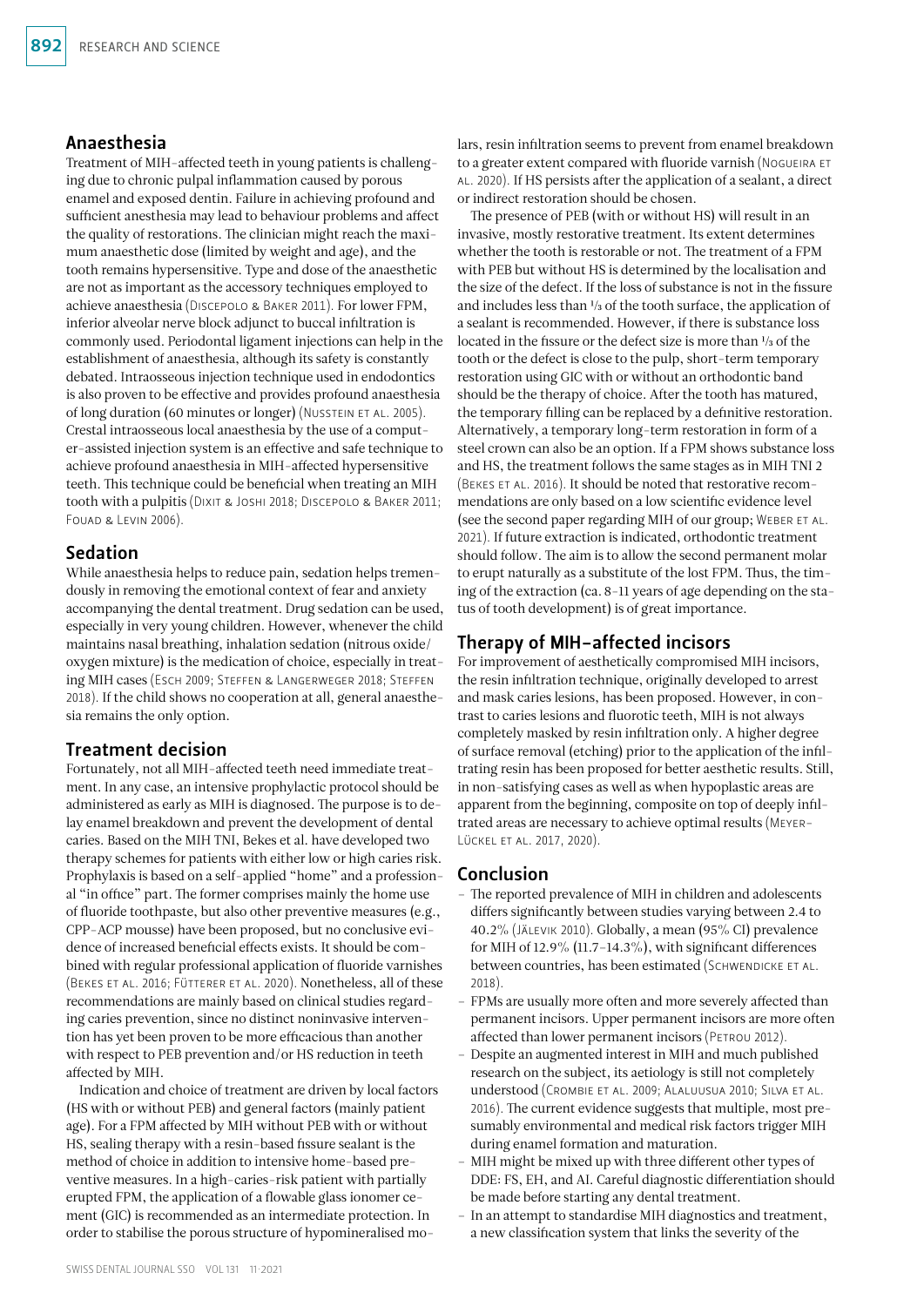## Anaesthesia

Treatment of MIH-affected teeth in young patients is challenging due to chronic pulpal inflammation caused by porous enamel and exposed dentin. Failure in achieving profound and sufficient anesthesia may lead to behaviour problems and affect the quality of restorations. The clinician might reach the maximum anaesthetic dose (limited by weight and age), and the tooth remains hypersensitive. Type and dose of the anaesthetic are not as important as the accessory techniques employed to achieve anaesthesia (Discepolo & Baker 2011). For lower FPM, inferior alveolar nerve block adjunct to buccal infiltration is commonly used. Periodontal ligament injections can help in the establishment of anaesthesia, although its safety is constantly debated. Intraosseous injection technique used in endodontics is also proven to be effective and provides profound anaesthesia of long duration (60 minutes or longer) (Nusstein et al. 2005). Crestal intraosseous local anaesthesia by the use of a computer-assisted injection system is an effective and safe technique to achieve profound anaesthesia in MIH-affected hypersensitive teeth. This technique could be beneficial when treating an MIH tooth with a pulpitis (Dixit & Joshi 2018; Discepolo & Baker 2011; Fouad & Levin 2006).

## Sedation

While anaesthesia helps to reduce pain, sedation helps tremendously in removing the emotional context of fear and anxiety accompanying the dental treatment. Drug sedation can be used, especially in very young children. However, whenever the child maintains nasal breathing, inhalation sedation (nitrous oxide/oxygen mixture) is the medication of choice, especially in treating MIH cases (Esch 2009; Steffen & Langerweger 2018; Steffen 2018). If the child shows no cooperation at all, general anaesthesia remains the only option.

## Treatment decision

Fortunately, not all MIH-affected teeth need immediate treatment. In any case, an intensive prophylactic protocol should be administered as early as MIH is diagnosed. The purpose is to delay enamel breakdown and prevent the development of dental caries. Based on the MIH TNI, Bekes et al. have developed two therapy schemes for patients with either low or high caries risk. Prophylaxis is based on a self-applied "home" and a professional "in office" part. The former comprises mainly the home use of fluoride toothpaste, but also other preventive measures (e.g., CPP-ACP mousse) have been proposed, but no conclusive evidence of increased beneficial effects exists. It should be combined with regular professional application of fluoride varnishes (Bekes et al. 2016; Fütterer et al. 2020). Nonetheless, all of these recommendations are mainly based on clinical studies regarding caries prevention, since no distinct noninvasive intervention has yet been proven to be more efficacious than another with respect to PEB prevention and/or HS reduction in teeth affected by MIH.

Indication and choice of treatment are driven by local factors (HS with or without PEB) and general factors (mainly patient age). For a FPM affected by MIH without PEB with or without HS, sealing therapy with a resin-based fissure sealant is the method of choice in addition to intensive home-based preventive measures. In a high-caries-risk patient with partially erupted FPM, the application of a flowable glass ionomer cement (GIC) is recommended as an intermediate protection. In order to stabilise the porous structure of hypomineralised molars, resin infiltration seems to prevent from enamel breakdown to a greater extent compared with fluoride varnish (Nogueira et al. 2020). If HS persists after the application of a sealant, a direct or indirect restoration should be chosen.

The presence of PEB (with or without HS) will result in an invasive, mostly restorative treatment. Its extent determines whether the tooth is restorable or not. The treatment of a FPM with PEB but without HS is determined by the localisation and the size of the defect. If the loss of substance is not in the fissure and includes less than ⅓ of the tooth surface, the application of a sealant is recommended. However, if there is substance loss located in the fissure or the defect size is more than ⅓ of the tooth or the defect is close to the pulp, short-term temporary restoration using GIC with or without an orthodontic band should be the therapy of choice. After the tooth has matured, the temporary filling can be replaced by a definitive restoration. Alternatively, a temporary long-term restoration in form of a steel crown can also be an option. If a FPM shows substance loss and HS, the treatment follows the same stages as in MIH TNI 2 (Bekes et al. 2016). It should be noted that restorative recommendations are only based on a low scientific evidence level (see the second paper regarding MIH of our group; Weber et al. 2021). If future extraction is indicated, orthodontic treatment should follow. The aim is to allow the second permanent molar to erupt naturally as a substitute of the lost FPM. Thus, the timing of the extraction (ca. 8–11 years of age depending on the status of tooth development) is of great importance.

## Therapy of MIH-affected incisors

For improvement of aesthetically compromised MIH incisors, the resin infiltration technique, originally developed to arrest and mask caries lesions, has been proposed. However, in contrast to caries lesions and fluorotic teeth, MIH is not always completely masked by resin infiltration only. A higher degree of surface removal (etching) prior to the application of the infiltrating resin has been proposed for better aesthetic results. Still, in non-satisfying cases as well as when hypoplastic areas are apparent from the beginning, composite on top of deeply infiltrated areas are necessary to achieve optimal results (Meyer-Lückel et al. 2017, 2020).

## Conclusion

- The reported prevalence of MIH in children and adolescents differs significantly between studies varying between 2.4 to 40.2% (Jälevik 2010). Globally, a mean (95% CI) prevalence for MIH of 12.9% (11.7–14.3%), with significant differences between countries, has been estimated (Schwendicke et al. 2018).
- FPMs are usually more often and more severely affected than permanent incisors. Upper permanent incisors are more often affected than lower permanent incisors (Petrou 2012).
- Despite an augmented interest in MIH and much published research on the subject, its aetiology is still not completely understood (Crombie et al. 2009; Alaluusua 2010; Silva et al. 2016). The current evidence suggests that multiple, most presumably environmental and medical risk factors trigger MIH during enamel formation and maturation.
- MIH might be mixed up with three different other types of DDE: FS, EH, and AI. Careful diagnostic differentiation should be made before starting any dental treatment.
- In an attempt to standardise MIH diagnostics and treatment, a new classification system that links the severity of the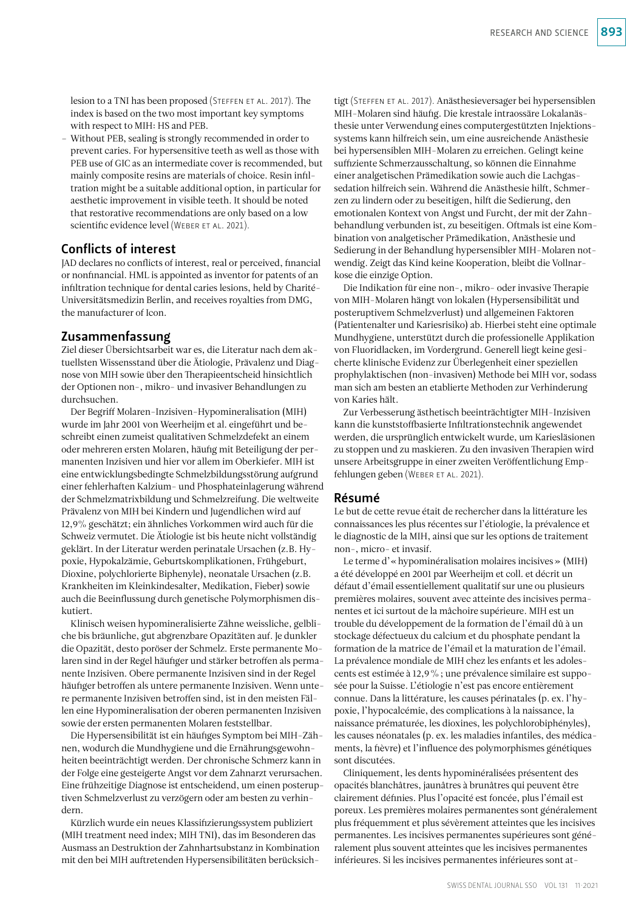lesion to a TNI has been proposed (Steffen et al. 2017). The index is based on the two most important key symptoms with respect to MIH: HS and PEB.

- Without PEB, sealing is strongly recommended in order to prevent caries. For hypersensitive teeth as well as those with PEB use of GIC as an intermediate cover is recommended, but mainly composite resins are materials of choice. Resin infiltration might be a suitable additional option, in particular for aesthetic improvement in visible teeth. It should be noted that restorative recommendations are only based on a low scientific evidence level (Weber et al. 2021).

## Conflicts of interest

JAD declares no conflicts of interest, real or perceived, financial or nonfinancial. HML is appointed as inventor for patents of an infiltration technique for dental caries lesions, held by Charité-Universitätsmedizin Berlin, and receives royalties from DMG, the manufacturer of Icon.

## Zusammenfassung

Ziel dieser Übersichtsarbeit war es, die Literatur nach dem aktuellsten Wissensstand über die Ätiologie, Prävalenz und Diagnose von MIH sowie über den Therapieentscheid hinsichtlich der Optionen non-, mikro- und invasiver Behandlungen zu durchsuchen.

Der Begriff Molaren-Inzisiven-Hypomineralisation (MIH) wurde im Jahr 2001 von Weerheijm et al. eingeführt und beschreibt einen zumeist qualitativen Schmelzdefekt an einem oder mehreren ersten Molaren, häufig mit Beteiligung der permanenten Inzisiven und hier vor allem im Oberkiefer. MIH ist eine entwicklungsbedingte Schmelzbildungsstörung aufgrund einer fehlerhaften Kalzium- und Phosphateinlagerung während der Schmelzmatrixbildung und Schmelzreifung. Die weltweite Prävalenz von MIH bei Kindern und Jugendlichen wird auf 12,9% geschätzt; ein ähnliches Vorkommen wird auch für die Schweiz vermutet. Die Ätiologie ist bis heute nicht vollständig geklärt. In der Literatur werden perinatale Ursachen (z.B. Hypoxie, Hypokalzämie, Geburtskomplikationen, Frühgeburt, Dioxine, polychlorierte Biphenyle), neonatale Ursachen (z.B. Krankheiten im Kleinkindesalter, Medikation, Fieber) sowie auch die Beeinflussung durch genetische Polymorphismen diskutiert.

Klinisch weisen hypomineralisierte Zähne weissliche, gelbliche bis bräunliche, gut abgrenzbare Opazitäten auf. Je dunkler die Opazität, desto poröser der Schmelz. Erste permanente Molaren sind in der Regel häufiger und stärker betroffen als permanente Inzisiven. Obere permanente Inzisiven sind in der Regel häufiger betroffen als untere permanente Inzisiven. Wenn untere permanente Inzisiven betroffen sind, ist in den meisten Fällen eine Hypomineralisation der oberen permanenten Inzisiven sowie der ersten permanenten Molaren feststellbar.

Die Hypersensibilität ist ein häufiges Symptom bei MIH-Zähnen, wodurch die Mundhygiene und die Ernährungsgewohnheiten beeinträchtigt werden. Der chronische Schmerz kann in der Folge eine gesteigerte Angst vor dem Zahnarzt verursachen. Eine frühzeitige Diagnose ist entscheidend, um einen posteruptiven Schmelzverlust zu verzögern oder am besten zu verhindern.

Kürzlich wurde ein neues Klassifizierungssystem publiziert (MIH treatment need index; MIH TNI), das im Besonderen das Ausmass an Destruktion der Zahnhartsubstanz in Kombination mit den bei MIH auftretenden Hypersensibilitäten berücksichtigt (Steffen et al. 2017). Anästhesieversager bei hypersensiblen MIH-Molaren sind häufig. Die krestale intraossäre Lokalanästhesie unter Verwendung eines computergestützten Injektionssystems kann hilfreich sein, um eine ausreichende Anästhesie bei hypersensiblen MIH-Molaren zu erreichen. Gelingt keine suffiziente Schmerzausschaltung, so können die Einnahme einer analgetischen Prämedikation sowie auch die Lachgassedation hilfreich sein. Während die Anästhesie hilft, Schmerzen zu lindern oder zu beseitigen, hilft die Sedierung, den emotionalen Kontext von Angst und Furcht, der mit der Zahnbehandlung verbunden ist, zu beseitigen. Oftmals ist eine Kombination von analgetischer Prämedikation, Anästhesie und Sedierung in der Behandlung hypersensibler MIH-Molaren notwendig. Zeigt das Kind keine Kooperation, bleibt die Vollnarkose die einzige Option.

Die Indikation für eine non-, mikro- oder invasive Therapie von MIH-Molaren hängt von lokalen (Hypersensibilität und posteruptivem Schmelzverlust) und allgemeinen Faktoren (Patientenalter und Kariesrisiko) ab. Hierbei steht eine optimale Mundhygiene, unterstützt durch die professionelle Applikation von Fluoridlacken, im Vordergrund. Generell liegt keine gesicherte klinische Evidenz zur Überlegenheit einer speziellen prophylaktischen (non-invasiven) Methode bei MIH vor, sodass man sich am besten an etablierte Methoden zur Verhinderung von Karies hält.

Zur Verbesserung ästhetisch beeinträchtigter MIH-Inzisiven kann die kunststoffbasierte Infiltrationstechnik angewendet werden, die ursprünglich entwickelt wurde, um Kariesläsionen zu stoppen und zu maskieren. Zu den invasiven Therapien wird unsere Arbeitsgruppe in einer zweiten Veröffentlichung Empfehlungen geben (Weber et al. 2021).

## Résumé

Le but de cette revue était de rechercher dans la littérature les connaissances les plus récentes sur l'étiologie, la prévalence et le diagnostic de la MIH, ainsi que sur les options de traitement non-, micro- et invasif.

Le terme d'« hypominéralisation molaires incisives » (MIH) a été développé en 2001 par Weerheijm et coll. et décrit un défaut d'émail essentiellement qualitatif sur une ou plusieurs premières molaires, souvent avec atteinte des incisives permanentes et ici surtout de la mâchoire supérieure. MIH est un trouble du développement de la formation de l'émail dû à un stockage défectueux du calcium et du phosphate pendant la formation de la matrice de l'émail et la maturation de l'émail. La prévalence mondiale de MIH chez les enfants et les adolescents est estimée à 12,9 % ; une prévalence similaire est supposée pour la Suisse. L'étiologie n'est pas encore entièrement connue. Dans la littérature, les causes périnatales (p. ex. l'hypoxie, l'hypocalcémie, des complications à la naissance, la naissance prématurée, les dioxines, les polychlorobiphényles), les causes néonatales (p. ex. les maladies infantiles, des médicaments, la fièvre) et l'influence des polymorphismes génétiques sont discutées.

Cliniquement, les dents hypominéralisées présentent des opacités blanchâtres, jaunâtres à brunâtres qui peuvent être clairement définies. Plus l'opacité est foncée, plus l'émail est poreux. Les premières molaires permanentes sont généralement plus fréquemment et plus sévèrement atteintes que les incisives permanentes. Les incisives permanentes supérieures sont généralement plus souvent atteintes que les incisives permanentes inférieures. Si les incisives permanentes inférieures sont at-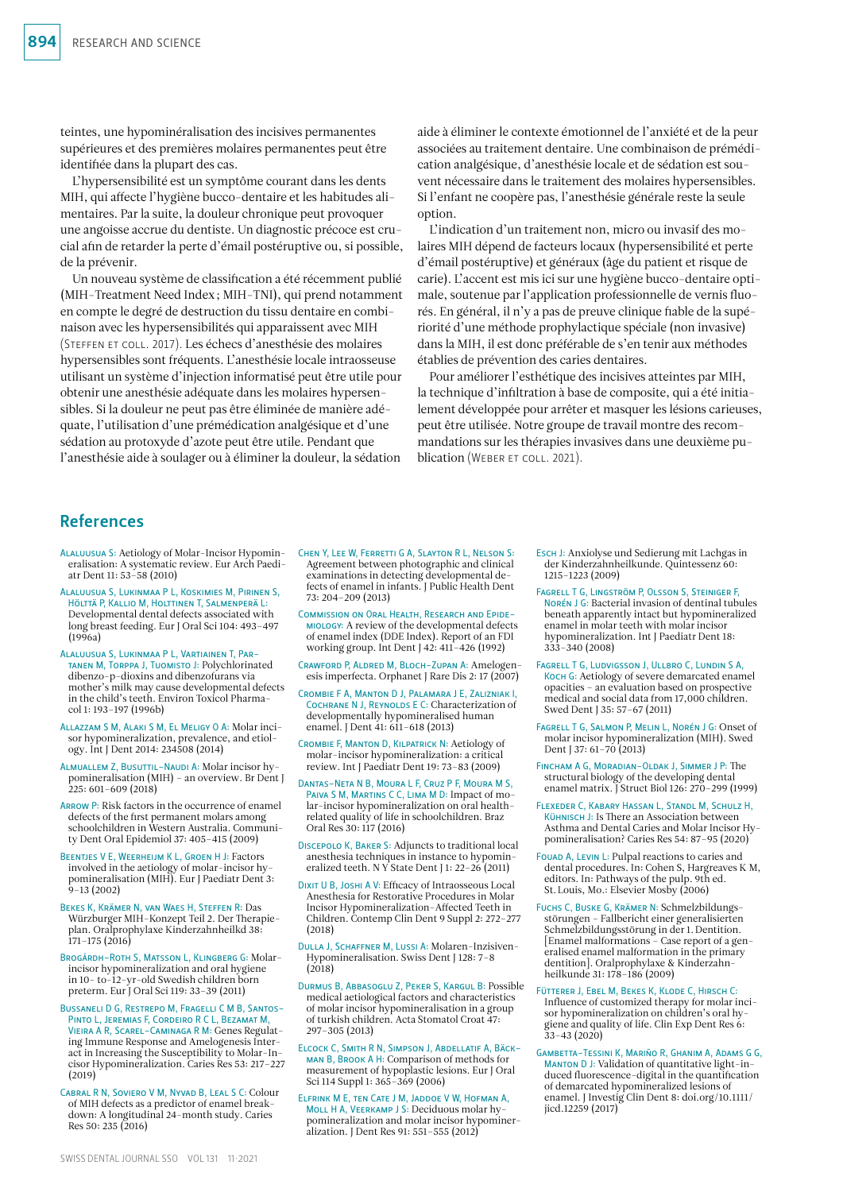teintes, une hypominéralisation des incisives permanentes supérieures et des premières molaires permanentes peut être identifiée dans la plupart des cas.

L'hypersensibilité est un symptôme courant dans les dents MIH, qui affecte l'hygiène bucco-dentaire et les habitudes alimentaires. Par la suite, la douleur chronique peut provoquer une angoisse accrue du dentiste. Un diagnostic précoce est crucial afin de retarder la perte d'émail postéruptive ou, si possible, de la prévenir.

Un nouveau système de classification a été récemment publié (MIH-Treatment Need Index; MIH-TNI), qui prend notamment en compte le degré de destruction du tissu dentaire en combinaison avec les hypersensibilités qui apparaissent avec MIH (Steffen et coll. 2017). Les échecs d'anesthésie des molaires hypersensibles sont fréquents. L'anesthésie locale intraosseuse utilisant un système d'injection informatisé peut être utile pour obtenir une anesthésie adéquate dans les molaires hypersensibles. Si la douleur ne peut pas être éliminée de manière adéquate, l'utilisation d'une prémédication analgésique et d'une sédation au protoxyde d'azote peut être utile. Pendant que l'anesthésie aide à soulager ou à éliminer la douleur, la sédation aide à éliminer le contexte émotionnel de l'anxiété et de la peur associées au traitement dentaire. Une combinaison de prémédication analgésique, d'anesthésie locale et de sédation est souvent nécessaire dans le traitement des molaires hypersensibles. Si l'enfant ne coopère pas, l'anesthésie générale reste la seule option.

L'indication d'un traitement non, micro ou invasif des molaires MIH dépend de facteurs locaux (hypersensibilité et perte d'émail postéruptive) et généraux (âge du patient et risque de carie). L'accent est mis ici sur une hygiène bucco-dentaire optimale, soutenue par l'application professionnelle de vernis fluorés. En général, il n'y a pas de preuve clinique fiable de la supériorité d'une méthode prophylactique spéciale (non invasive) dans la MIH, il est donc préférable de s'en tenir aux méthodes établies de prévention des caries dentaires.

Pour améliorer l'esthétique des incisives atteintes par MIH, la technique d'infiltration à base de composite, qui a été initialement développée pour arrêter et masquer les lésions carieuses, peut être utilisée. Notre groupe de travail montre des recommandations sur les thérapies invasives dans une deuxième publication (Weber et coll. 2021).

## References

Alaluusua S: Aetiology of Molar-Incisor Hypomineralisation: A systematic review. Eur Arch Paediatr Dent 11: 53–58 (2010)

Alaluusua S, Lukinmaa P L, Koskimies M, Pirinen S, Hölttä P, Kallio M, Holttinen T, Salmenperä L: Developmental dental defects associated with long breast feeding. Eur J Oral Sci 104: 493–497 (1996a)

Alaluusua S, Lukinmaa P L, Vartiainen T, Partanen M, Torppa J, Tuomisto J: Polychlorinated dibenzo-p-dioxins and dibenzofurans via mother's milk may cause developmental defects in the child's teeth. Environ Toxicol Pharmacol 1: 193–197 (1996b)

Allazzam S M, Alaki S M, El Meligy O A: Molar incisor hypomineralization, prevalence, and etiology. Int J Dent 2014: 234508 (2014)

Almuallem Z, Busuttil-Naudi A: Molar incisor hypomineralisation (MIH) – an overview. Br Dent J 225: 601–609 (2018)

Arrow P: Risk factors in the occurrence of enamel defects of the first permanent molars among schoolchildren in Western Australia. Community Dent Oral Epidemiol 37: 405–415 (2009)

Beentjes V E, Weerheijm K L, Groen H J: Factors involved in the aetiology of molar-incisor hypomineralisation (MIH). Eur J Paediatr Dent 3: 9–13 (2002)

Bekes K, Krämer N, van Waes H, Steffen R: Das Würzburger MIH-Konzept Teil 2. Der Therapieplan. Oralprophylaxe Kinderzahnheilkd 38: 171–175 (2016)

Brogårdh-Roth S, Matsson L, Klingberg G: Molar-incisor hypomineralization and oral hygiene in 10- to-12-yr-old Swedish children born preterm. Eur J Oral Sci 119: 33–39 (2011)

Bussaneli D G, Restrepo M, Fragelli C M B, Santos-Pinto L, Jeremias F, Cordeiro R C L, Bezamat M, Vieira A R, Scarel-Caminaga R M: Genes Regulating Immune Response and Amelogenesis Interact in Increasing the Susceptibility to Molar-Incisor Hypomineralization. Caries Res 53: 217–227 (2019)

Cabral R N, Soviero V M, Nyvad B, Leal S C: Colour of MIH defects as a predictor of enamel breakdown: A longitudinal 24-month study. Caries Res 50: 235 (2016)

Chen Y, Lee W, Ferretti G A, Slayton R L, Nelson S: Agreement between photographic and clinical examinations in detecting developmental defects of enamel in infants. J Public Health Dent 73: 204–209 (2013)

Commission on Oral Health, Research and Epidemiology: A review of the developmental defects of enamel index (DDE Index). Report of an FDI working group. Int Dent J 42: 411–426 (1992)

Crawford P, Aldred M, Bloch-Zupan A: Amelogenesis imperfecta. Orphanet J Rare Dis 2: 17 (2007)

Crombie F A, Manton D J, Palamara J E, Zalizniak I, Cochrane N J, Reynolds E C: Characterization of developmentally hypomineralised human enamel. J Dent 41: 611–618 (2013)

Crombie F, Manton D, Kilpatrick N: Aetiology of molar-incisor hypomineralization: a critical review. Int J Paediatr Dent 19: 73–83 (2009)

Dantas-Neta N B, Moura L F, Cruz P F, Moura M S, Paiva S M, Martins C C, Lima M D: Impact of molar-incisor hypomineralization on oral health-related quality of life in schoolchildren. Braz Oral Res 30: 117 (2016)

Discepolo K, Baker S: Adjuncts to traditional local anesthesia techniques in instance to hypomineralized teeth. N Y State Dent J 1: 22–26 (2011)

Dixit U B, Joshi A V: Efficacy of Intraosseous Local Anesthesia for Restorative Procedures in Molar Incisor Hypomineralization-Affected Teeth in Children. Contemp Clin Dent 9 Suppl 2: 272–277 (2018)

Dulla J, Schaffner M, Lussi A: Molaren-Inzisiven-Hypomineralisation. Swiss Dent J 128: 7–8 (2018)

Durmus B, Abbasoglu Z, Peker S, Kargul B: Possible medical aetiological factors and characteristics of molar incisor hypomineralisation in a group of turkish children. Acta Stomatol Croat 47: 297–305 (2013)

Elcock C, Smith R N, Simpson J, Abdellatif A, Bäckman B, Brook A H: Comparison of methods for measurement of hypoplastic lesions. Eur J Oral Sci 114 Suppl 1: 365–369 (2006)

Elfrink M E, ten Cate J M, Jaddoe V W, Hofman A, Moll H A, Veerkamp J S: Deciduous molar hypomineralization and molar incisor hypomineralization. J Dent Res 91: 551–555 (2012)

Esch J: Anxiolyse und Sedierung mit Lachgas in der Kinderzahnheilkunde. Quintessenz 60: 1215–1223 (2009)

Fagrell T G, Lingström P, Olsson S, Steiniger F, Norén J G: Bacterial invasion of dentinal tubules beneath apparently intact but hypomineralized enamel in molar teeth with molar incisor hypomineralization. Int J Paediatr Dent 18: 333–340 (2008)

Fagrell T G, Ludvigsson J, Ullbro C, Lundin S A, Koch G: Aetiology of severe demarcated enamel opacities – an evaluation based on prospective medical and social data from 17,000 children. Swed Dent J 35: 57–67 (2011)

Fagrell T G, Salmon P, Melin L, Norén J G: Onset of molar incisor hypomineralization (MIH). Swed Dent J 37: 61–70 (2013)

Fincham A G, Moradian-Oldak J, Simmer J P: The structural biology of the developing dental enamel matrix. J Struct Biol 126: 270–299 (1999)

Flexeder C, Kabary Hassan L, Standl M, Schulz H, Kühnisch J: Is There an Association between Asthma and Dental Caries and Molar Incisor Hypomineralisation? Caries Res 54: 87–95 (2020)

Fouad A, Levin L: Pulpal reactions to caries and dental procedures. In: Cohen S, Hargreaves K M, editors. In: Pathways of the pulp. 9th ed. St. Louis, Mo.: Elsevier Mosby (2006)

Fuchs C, Buske G, Krämer N: Schmelzbildungsstörungen – Fallbericht einer generalisierten Schmelzbildungsstörung in der 1. Dentition. [Enamel malformations – Case report of a generalised enamel malformation in the primary dentition]. Oralprophylaxe & Kinderzahnheilkunde 31: 178–186 (2009)

Fütterer J, Ebel M, Bekes K, Klode C, Hirsch C: Influence of customized therapy for molar incisor hypomineralization on children's oral hygiene and quality of life. Clin Exp Dent Res 6: 33–43 (2020)

Gambetta-Tessini K, Mariño R, Ghanim A, Adams G G, Manton D J: Validation of quantitative light-induced fluorescence-digital in the quantification of demarcated hypomineralized lesions of enamel. J Investig Clin Dent 8: doi.org/10.1111/jicd.12259 (2017)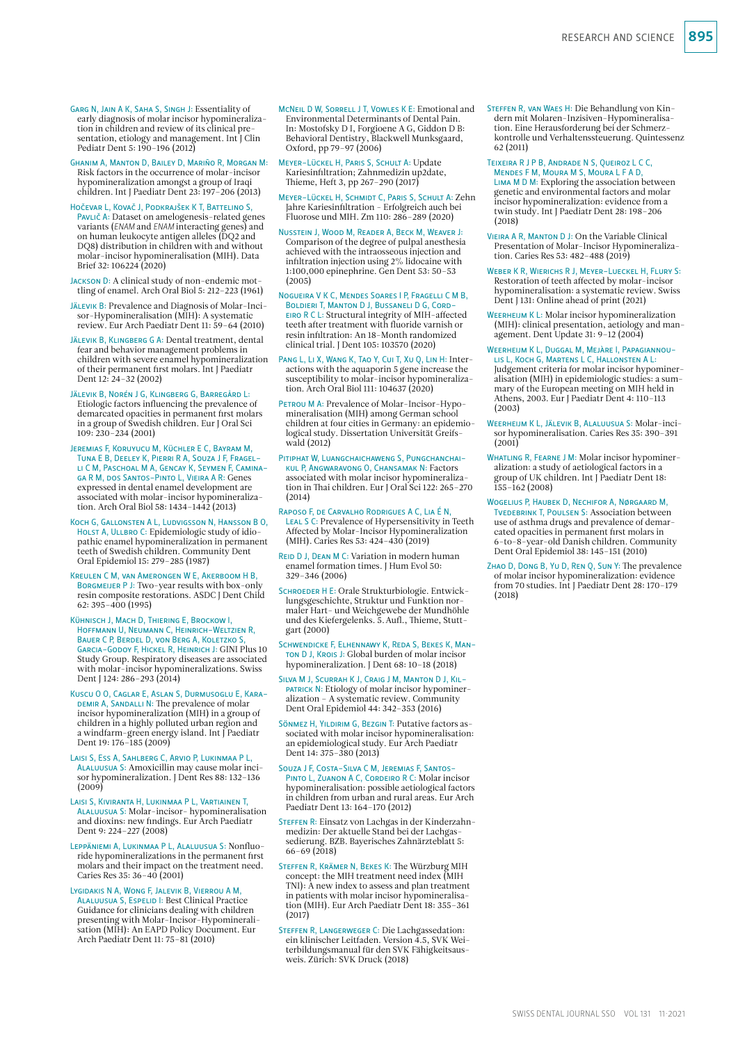Garg N, Jain A K, Saha S, Singh J: Essentiality of early diagnosis of molar incisor hypomineralization in children and review of its clinical presentation, etiology and management. Int J Clin Pediatr Dent 5: 190–196 (2012)

Ghanim A, Manton D, Bailey D, Mariño R, Morgan M: Risk factors in the occurrence of molar-incisor hypomineralization amongst a group of Iraqi children. Int J Paediatr Dent 23: 197–206 (2013)

Hočevar L, Kovač J, Podkrajšek K T, Battelino S, Pavlič A: Dataset on amelogenesis-related genes variants (*ENAM* and *ENAM* interacting genes) and on human leukocyte antigen alleles (DQ2 and DQ8) distribution in children with and without molar-incisor hypomineralisation (MIH). Data Brief 32: 106224 (2020)

Jackson D: A clinical study of non-endemic mottling of enamel. Arch Oral Biol 5: 212–223 (1961)

Jälevik B: Prevalence and Diagnosis of Molar-Incisor-Hypomineralisation (MIH): A systematic review. Eur Arch Paediatr Dent 11: 59–64 (2010)

Jälevik B, Klingberg G A: Dental treatment, dental fear and behavior management problems in children with severe enamel hypomineralization of their permanent first molars. Int J Paediatr Dent 12: 24–32 (2002)

Jälevik B, Norén J G, Klingberg G, Barregård L: Etiologic factors influencing the prevalence of demarcated opacities in permanent first molars in a group of Swedish children. Eur J Oral Sci 109: 230–234 (2001)

Jeremias F, Koruyucu M, Küchler E C, Bayram M, Tuna E B, Deeley K, Pierri R A, Souza J F, Fragelli C M, Paschoal M A, Gencay K, Seymen F, Caminaga R M, dos Santos-Pinto L, Vieira A R: Genes expressed in dental enamel development are associated with molar-incisor hypomineralization. Arch Oral Biol 58: 1434–1442 (2013)

Koch G, Gallonsten A L, Ludvigsson N, Hansson B O, Holst A, Ullbro C: Epidemiologic study of idiopathic enamel hypomineralization in permanent teeth of Swedish children. Community Dent Oral Epidemiol 15: 279–285 (1987)

Kreulen C M, van Amerongen W E, Akerboom H B, Borgmeijer P J: Two-year results with box-only resin composite restorations. ASDC J Dent Child 62: 395–400 (1995)

Kühnisch J, Mach D, Thiering E, Brockow I, Hoffmann U, Neumann C, Heinrich-Weltzien R, Bauer C P, Berdel D, von Berg A, Koletzko S, Garcia-Godoy F, Hickel R, Heinrich J: GINI Plus 10 Study Group. Respiratory diseases are associated with molar-incisor hypomineralizations. Swiss Dent J 124: 286–293 (2014)

Kuscu O O, Caglar E, Aslan S, Durmusoglu E, Karademir A, Sandalli N: The prevalence of molar incisor hypomineralization (MIH) in a group of children in a highly polluted urban region and a windfarm-green energy island. Int J Paediatr Dent 19: 176–185 (2009)

Laisi S, Ess A, Sahlberg C, Arvio P, Lukinmaa P L, Alaluusua S: Amoxicillin may cause molar incisor hypomineralization. J Dent Res 88: 132–136 (2009)

Laisi S, Kiviranta H, Lukinmaa P L, Vartiainen T, Alaluusua S: Molar-incisor- hypomineralisation and dioxins: new findings. Eur Arch Paediatr Dent 9: 224–227 (2008)

Leppäniemi A, Lukinmaa P L, Alaluusua S: Nonfluoride hypomineralizations in the permanent first molars and their impact on the treatment need. Caries Res 35: 36–40 (2001)

Lygidakis N A, Wong F, Jalevik B, Vierrou A M, Alaluusua S, Espelid I: Best Clinical Practice Guidance for clinicians dealing with children presenting with Molar-Incisor-Hypomineralisation (MIH): An EAPD Policy Document. Eur Arch Paediatr Dent 11: 75–81 (2010)

McNeil D W, Sorrell J T, Vowles K E: Emotional and Environmental Determinants of Dental Pain. In: Mostofsky D I, Forgioene A G, Giddon D B: Behavioral Dentistry, Blackwell Munksgaard, Oxford, pp 79–97 (2006)

Meyer-Lückel H, Paris S, Schult A: Update Kariesinfiltration; Zahnmedizin up2date, Thieme, Heft 3, pp 267–290 (2017)

Meyer-Lückel H, Schmidt C, Paris S, Schult A: Zehn Jahre Kariesinfiltration – Erfolgreich auch bei Fluorose und MIH. Zm 110: 286–289 (2020)

Nusstein J, Wood M, Reader A, Beck M, Weaver J: Comparison of the degree of pulpal anesthesia achieved with the intraosseous injection and infiltration injection using 2% lidocaine with 1:100,000 epinephrine. Gen Dent 53: 50–53 (2005)

Nogueira V K C, Mendes Soares I P, Fragelli C M B, Boldieri T, Manton D J, Bussaneli D G, Cordeiro R C L: Structural integrity of MIH-affected teeth after treatment with fluoride varnish or resin infiltration: An 18-Month randomized clinical trial. J Dent 105: 103570 (2020)

Pang L, Li X, Wang K, Tao Y, Cui T, Xu Q, Lin H: Interactions with the aquaporin 5 gene increase the susceptibility to molar-incisor hypomineralization. Arch Oral Biol 111: 104637 (2020)

Petrou M A: Prevalence of Molar-Incisor-Hypomineralisation (MIH) among German school children at four cities in Germany: an epidemiological study. Dissertation Universität Greifswald (2012)

Pitiphat W, Luangchaichaweng S, Pungchanchaikul P, Angwaravong O, Chansamak N: Factors associated with molar incisor hypomineralization in Thai children. Eur J Oral Sci 122: 265–270 (2014)

Raposo F, de Carvalho Rodrigues A C, Lia É N, Leal S C: Prevalence of Hypersensitivity in Teeth Affected by Molar-Incisor Hypomineralization (MIH). Caries Res 53: 424–430 (2019)

Reid D J, Dean M C: Variation in modern human enamel formation times. J Hum Evol 50: 329–346 (2006)

Schroeder H E: Orale Strukturbiologie. Entwicklungsgeschichte, Struktur und Funktion normaler Hart- und Weichgewebe der Mundhöhle und des Kiefergelenks. 5. Aufl., Thieme, Stuttgart (2000)

Schwendicke F, Elhennawy K, Reda S, Bekes K, Manton D J, Krois J: Global burden of molar incisor hypomineralization. J Dent 68: 10–18 (2018)

Silva M J, Scurrah K J, Craig J M, Manton D J, Kilpatrick N: Etiology of molar incisor hypomineralization – A systematic review. Community Dent Oral Epidemiol 44: 342–353 (2016)

Sönmez H, Yildirim G, Bezgin T: Putative factors associated with molar incisor hypomineralisation: an epidemiological study. Eur Arch Paediatr Dent 14: 375–380 (2013)

Souza J F, Costa-Silva C M, Jeremias F, Santos-Pinto L, Zuanon A C, Cordeiro R C: Molar incisor hypomineralisation: possible aetiological factors in children from urban and rural areas. Eur Arch Paediatr Dent 13: 164–170 (2012)

Steffen R: Einsatz von Lachgas in der Kinderzahnmedizin: Der aktuelle Stand bei der Lachgassedierung. BZB. Bayerisches Zahnärzteblatt 5: 66–69 (2018)

Steffen R, Krämer N, Bekes K: The Würzburg MIH concept: the MIH treatment need index (MIH TNI): A new index to assess and plan treatment in patients with molar incisor hypomineralisation (MIH). Eur Arch Paediatr Dent 18: 355–361 (2017)

Steffen R, Langerweger C: Die Lachgassedation: ein klinischer Leitfaden. Version 4.5, SVK Weiterbildungsmanual für den SVK Fähigkeitsausweis. Zürich: SVK Druck (2018)

Steffen R, van Waes H: Die Behandlung von Kindern mit Molaren-Inzisiven-Hypomineralisation. Eine Herausforderung bei der Schmerzkontrolle und Verhaltenssteuerung. Quintessenz 62 (2011)

Teixeira R J P B, Andrade N S, Queiroz L C C, Mendes F M, Moura M S, Moura L F A D, Lima M D M: Exploring the association between genetic and environmental factors and molar incisor hypomineralization: evidence from a twin study. Int J Paediatr Dent 28: 198–206 (2018)

Vieira A R, Manton D J: On the Variable Clinical Presentation of Molar-Incisor Hypomineralization. Caries Res 53: 482–488 (2019)

Weber K R, Wierichs R J, Meyer-Lueckel H, Flury S: Restoration of teeth affected by molar-incisor hypomineralisation: a systematic review. Swiss Dent J 131: Online ahead of print (2021)

Weerheijm K L: Molar incisor hypomineralization (MIH): clinical presentation, aetiology and management. Dent Update 31: 9–12 (2004)

Weerheijm K L, Duggal M, Mejàre I, Papagiannoulis L, Koch G, Martens L C, Hallonsten A L: Judgement criteria for molar incisor hypomineralisation (MIH) in epidemiologic studies: a summary of the European meeting on MIH held in Athens, 2003. Eur J Paediatr Dent 4: 110–113 (2003)

Weerheijm K L, Jälevik B, Alaluusua S: Molar-incisor hypomineralisation. Caries Res 35: 390–391 (2001)

Whatling R, Fearne J M: Molar incisor hypomineralization: a study of aetiological factors in a group of UK children. Int J Paediatr Dent 18: 155–162 (2008)

Wogelius P, Haubek D, Nechifor A, Nørgaard M, Tvedebrink T, Poulsen S: Association between use of asthma drugs and prevalence of demarcated opacities in permanent first molars in 6-to-8-year-old Danish children. Community Dent Oral Epidemiol 38: 145–151 (2010)

Zhao D, Dong B, Yu D, Ren Q, Sun Y: The prevalence of molar incisor hypomineralization: evidence from 70 studies. Int J Paediatr Dent 28: 170–179 (2018)